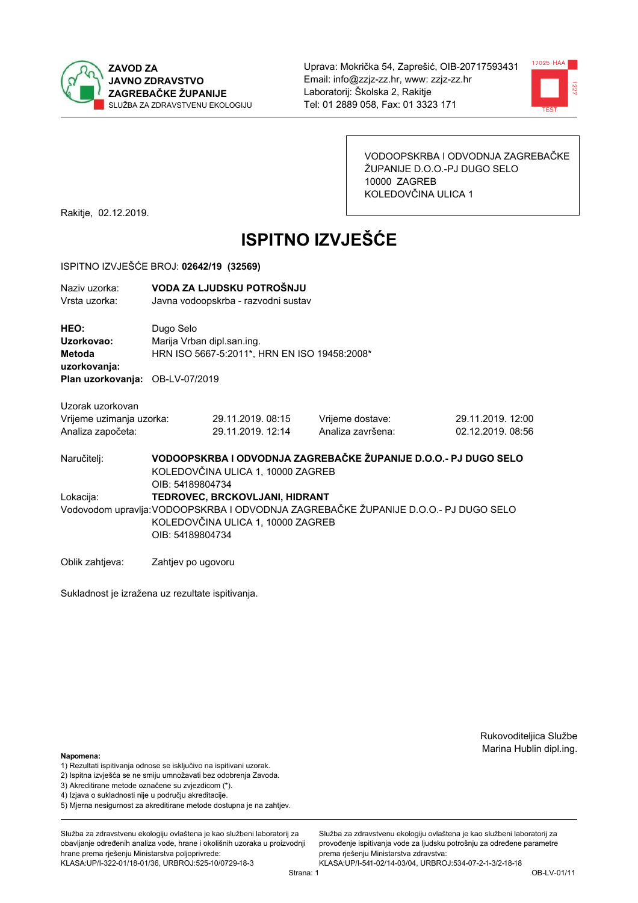ZAVOD ZA
JAVNO ZDRAVSTVO
ZAGREBAČKE ŽUPANIJE
SLUŽBA ZA ZDRAVSTVENU EKOLOGIJU

Uprava: Mokrička 54, Zaprešić, OIB-20717593431
Email: info@zzjz-zz.hr, www: zzjz-zz.hr
Laboratorij: Školska 2, Rakitje
Tel: 01 2889 058, Fax: 01 3323 171

VODOOPSKRBA I ODVODNJA ZAGREBAČKE
ŽUPANIJE D.O.O.-PJ DUGO SELO
10000 ZAGREB
KOLEDOVČINA ULICA 1

Rakitje, 02.12.2019.

# ISPITNO IZVJEŠĆE

ISPITNO IZVJEŠĆE BROJ: **02642/19 (32569)**

Naziv uzorka: **VODA ZA LJUDSKU POTROŠNJU**
Vrsta uzorka: Javna vodoopskrba - razvodni sustav

**HEO:** Dugo Selo
**Uzorkovao:** Marija Vrban dipl.san.ing.
**Metoda uzorkovanja:** HRN ISO 5667-5:2011*, HRN EN ISO 19458:2008*
**Plan uzorkovanja:** OB-LV-07/2019

Uzorak uzorkovan

| | | | |
|---|---|---|---|
| Vrijeme uzimanja uzorka: | 29.11.2019. 08:15 | Vrijeme dostave: | 29.11.2019. 12:00 |
| Analiza započeta: | 29.11.2019. 12:14 | Analiza završena: | 02.12.2019. 08:56 |

Naručitelj: **VODOOPSKRBA I ODVODNJA ZAGREBAČKE ŽUPANIJE D.O.O.- PJ DUGO SELO**
KOLEDOVČINA ULICA 1, 10000 ZAGREB
OIB: 54189804734

Lokacija: **TEDROVEC, BRCKOVLJANI, HIDRANT**

Vodovodom upravlja: VODOOPSKRBA I ODVODNJA ZAGREBAČKE ŽUPANIJE D.O.O.- PJ DUGO SELO
KOLEDOVČINA ULICA 1, 10000 ZAGREB
OIB: 54189804734

Oblik zahtjeva: Zahtjev po ugovoru

Sukladnost je izražena uz rezultate ispitivanja.

Rukovoditeljica Službe
Marina Hublin dipl.ing.

**Napomena:**
1) Rezultati ispitivanja odnose se isključivo na ispitivani uzorak.
2) Ispitna izvješća se ne smiju umnožavati bez odobrenja Zavoda.
3) Akreditirane metode označene su zvjezdicom (*).
4) Izjava o sukladnosti nije u području akreditacije.
5) Mjerna nesigurnost za akreditirane metode dostupna je na zahtjev.

Služba za zdravstvenu ekologiju ovlaštena je kao službeni laboratorij za obavljanje određenih analiza vode, hrane i okolišnih uzoraka u proizvodnji hrane prema rješenju Ministarstva poljoprivrede: KLASA:UP/I-322-01/18-01/36, URBROJ:525-10/0729-18-3

Služba za zdravstvenu ekologiju ovlaštena je kao službeni laboratorij za provođenje ispitivanja vode za ljudsku potrošnju za određene parametre prema rješenju Ministarstva zdravstva: KLASA:UP/I-541-02/14-03/04, URBROJ:534-07-2-1-3/2-18-18

OB-LV-01/11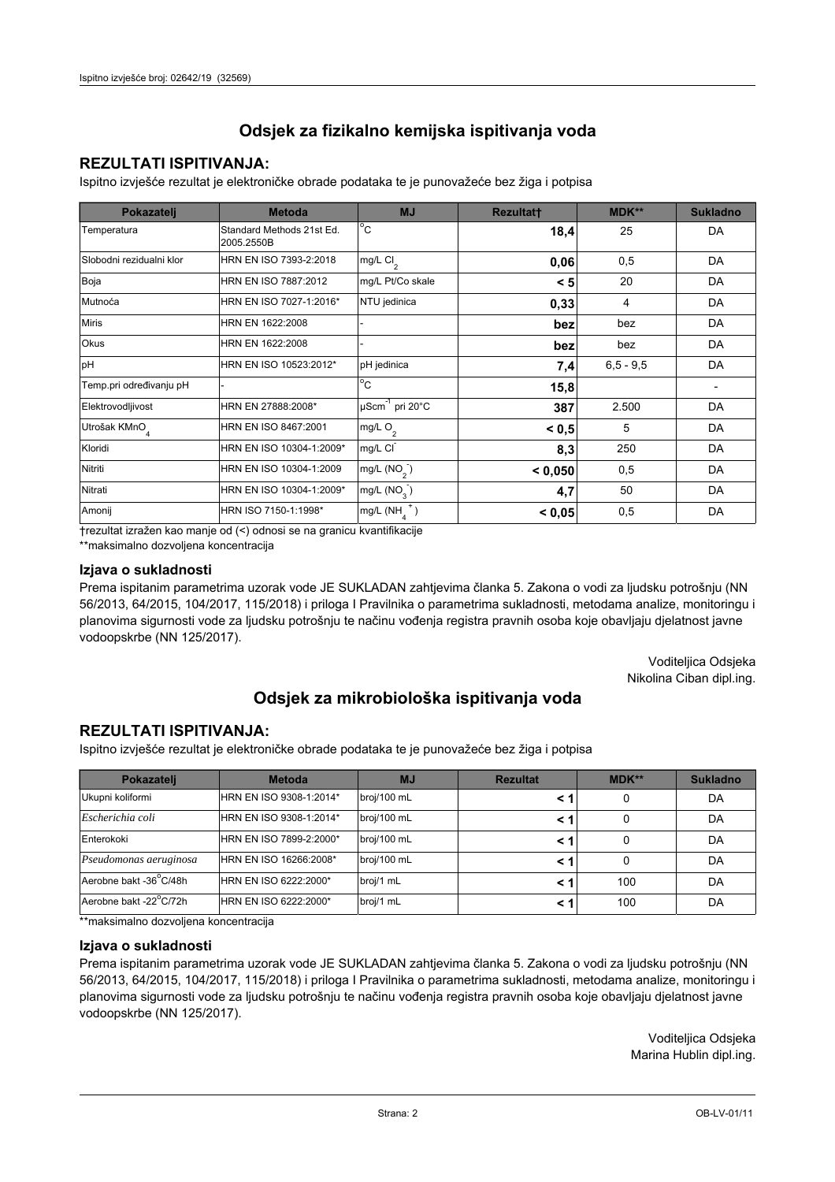# Odsjek za fizikalno kemijska ispitivanja voda

## REZULTATI ISPITIVANJA:

Ispitno izvješće rezultat je elektroničke obrade podataka te je punovažeće bez žiga i potpisa

| Pokazatelj | Metoda | MJ | Rezultat† | MDK** | Sukladno |
|---|---|---|---|---|---|
| Temperatura | Standard Methods 21st Ed. 2005.2550B | °C | **18,4** | 25 | DA |
| Slobodni rezidualni klor | HRN EN ISO 7393-2:2018 | mg/L $Cl_2$ | **0,06** | 0,5 | DA |
| Boja | HRN EN ISO 7887:2012 | mg/L Pt/Co skale | **< 5** | 20 | DA |
| Mutnoća | HRN EN ISO 7027-1:2016* | NTU jedinica | **0,33** | 4 | DA |
| Miris | HRN EN 1622:2008 | - | **bez** | bez | DA |
| Okus | HRN EN 1622:2008 | - | **bez** | bez | DA |
| pH | HRN EN ISO 10523:2012* | pH jedinica | **7,4** | 6,5 - 9,5 | DA |
| Temp.pri određivanju pH | - | °C | **15,8** | | - |
| Elektrovodljivost | HRN EN 27888:2008* | $\mu Scm^{-1}$ pri 20°C | **387** | 2.500 | DA |
| Utrošak $KMnO_4$ | HRN EN ISO 8467:2001 | mg/L $O_2$ | **< 0,5** | 5 | DA |
| Kloridi | HRN EN ISO 10304-1:2009* | mg/L $Cl^-$ | **8,3** | 250 | DA |
| Nitriti | HRN EN ISO 10304-1:2009 | mg/L ($NO_2^-$) | **< 0,050** | 0,5 | DA |
| Nitrati | HRN EN ISO 10304-1:2009* | mg/L ($NO_3^-$) | **4,7** | 50 | DA |
| Amonij | HRN ISO 7150-1:1998* | mg/L ($NH_4^+$) | **< 0,05** | 0,5 | DA |

†rezultat izražen kao manje od (<) odnosi se na granicu kvantifikacije

**maksimalno dozvoljena koncentracija

### Izjava o sukladnosti

Prema ispitanim parametrima uzorak vode JE SUKLADAN zahtjevima članka 5. Zakona o vodi za ljudsku potrošnju (NN 56/2013, 64/2015, 104/2017, 115/2018) i priloga I Pravilnika o parametrima sukladnosti, metodama analize, monitoringu i planovima sigurnosti vode za ljudsku potrošnju te načinu vođenja registra pravnih osoba koje obavljaju djelatnost javne vodoopskrbe (NN 125/2017).

Voditeljica Odsjeka
Nikolina Ciban dipl.ing.

# Odsjek za mikrobiološka ispitivanja voda

## REZULTATI ISPITIVANJA:

Ispitno izvješće rezultat je elektroničke obrade podataka te je punovažeće bez žiga i potpisa

| Pokazatelj | Metoda | MJ | Rezultat | MDK** | Sukladno |
|---|---|---|---|---|---|
| Ukupni koliformi | HRN EN ISO 9308-1:2014* | broj/100 mL | **< 1** | 0 | DA |
| *Escherichia coli* | HRN EN ISO 9308-1:2014* | broj/100 mL | **< 1** | 0 | DA |
| Enterokoki | HRN EN ISO 7899-2:2000* | broj/100 mL | **< 1** | 0 | DA |
| *Pseudomonas aeruginosa* | HRN EN ISO 16266:2008* | broj/100 mL | **< 1** | 0 | DA |
| Aerobne bakt -36°C/48h | HRN EN ISO 6222:2000* | broj/1 mL | **< 1** | 100 | DA |
| Aerobne bakt -22°C/72h | HRN EN ISO 6222:2000* | broj/1 mL | **< 1** | 100 | DA |

**maksimalno dozvoljena koncentracija

### Izjava o sukladnosti

Prema ispitanim parametrima uzorak vode JE SUKLADAN zahtjevima članka 5. Zakona o vodi za ljudsku potrošnju (NN 56/2013, 64/2015, 104/2017, 115/2018) i priloga I Pravilnika o parametrima sukladnosti, metodama analize, monitoringu i planovima sigurnosti vode za ljudsku potrošnju te načinu vođenja registra pravnih osoba koje obavljaju djelatnost javne vodoopskrbe (NN 125/2017).

Voditeljica Odsjeka
Marina Hublin dipl.ing.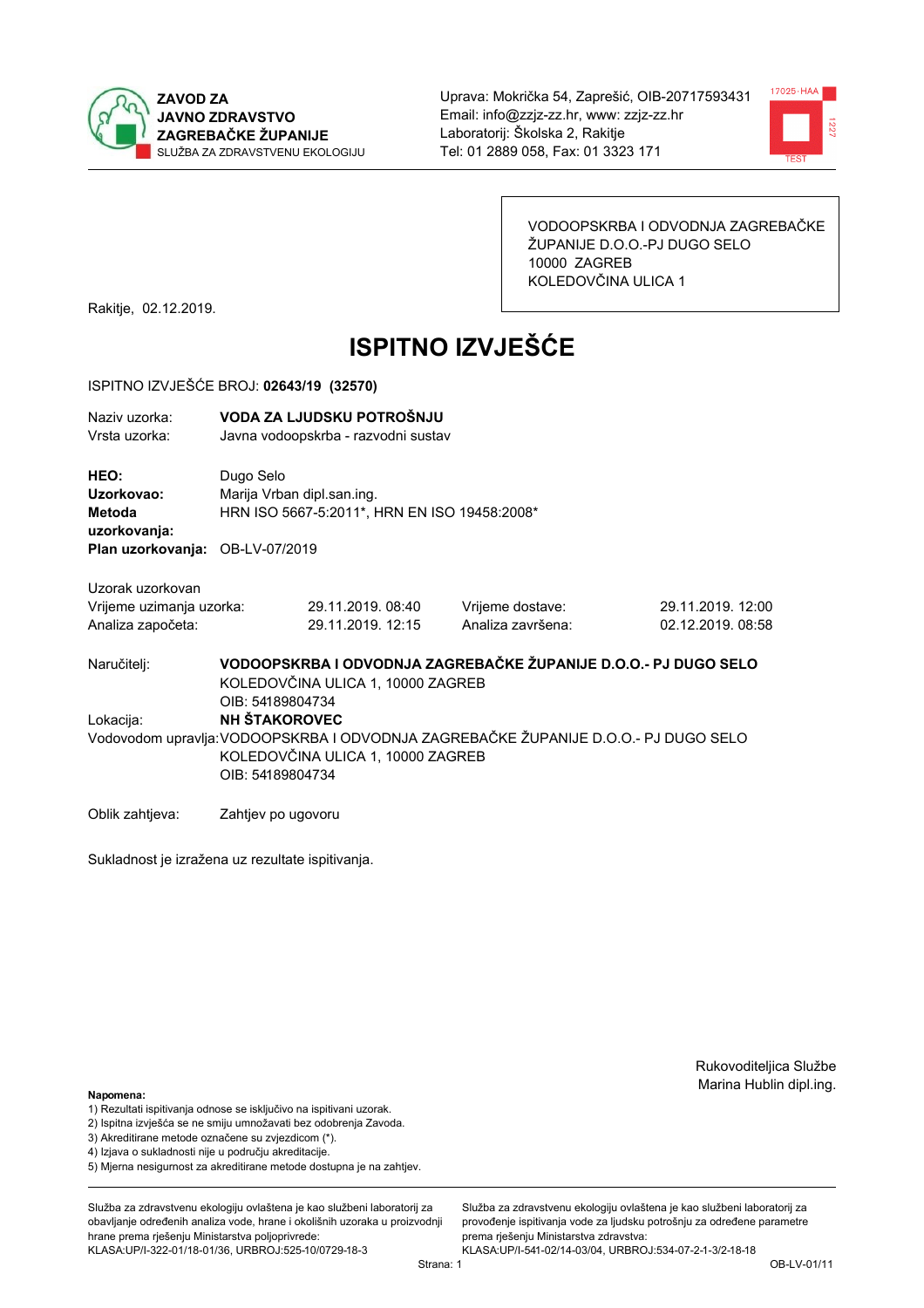ZAVOD ZA JAVNO ZDRAVSTVO ZAGREBAČKE ŽUPANIJE
SLUŽBA ZA ZDRAVSTVENU EKOLOGIJU

Uprava: Mokrička 54, Zaprešić, OIB-20717593431
Email: info@zzjz-zz.hr, www: zzjz-zz.hr
Laboratorij: Školska 2, Rakitje
Tel: 01 2889 058, Fax: 01 3323 171

VODOOPSKRBA I ODVODNJA ZAGREBAČKE ŽUPANIJE D.O.O.-PJ DUGO SELO
10000 ZAGREB
KOLEDOVČINA ULICA 1

Rakitje, 02.12.2019.

# ISPITNO IZVJEŠĆE

ISPITNO IZVJEŠĆE BROJ: **02643/19 (32570)**

Naziv uzorka: **VODA ZA LJUDSKU POTROŠNJU**
Vrsta uzorka: Javna vodoopskrba - razvodni sustav

**HEO:** Dugo Selo
**Uzorkovao:** Marija Vrban dipl.san.ing.
**Metoda uzorkovanja:** HRN ISO 5667-5:2011*, HRN EN ISO 19458:2008*
**Plan uzorkovanja:** OB-LV-07/2019

Uzorak uzorkovan

| | | | |
|---|---|---|---|
| Vrijeme uzimanja uzorka: | 29.11.2019. 08:40 | Vrijeme dostave: | 29.11.2019. 12:00 |
| Analiza započeta: | 29.11.2019. 12:15 | Analiza završena: | 02.12.2019. 08:58 |

Naručitelj: **VODOOPSKRBA I ODVODNJA ZAGREBAČKE ŽUPANIJE D.O.O.- PJ DUGO SELO**
KOLEDOVČINA ULICA 1, 10000 ZAGREB
OIB: 54189804734

Lokacija: **NH ŠTAKOROVEC**

Vodovodom upravlja: VODOOPSKRBA I ODVODNJA ZAGREBAČKE ŽUPANIJE D.O.O.- PJ DUGO SELO
KOLEDOVČINA ULICA 1, 10000 ZAGREB
OIB: 54189804734

Oblik zahtjeva: Zahtjev po ugovoru

Sukladnost je izražena uz rezultate ispitivanja.

Rukovoditeljica Službe
Marina Hublin dipl.ing.

**Napomena:**
1) Rezultati ispitivanja odnose se isključivo na ispitivani uzorak.
2) Ispitna izvješća se ne smiju umnožavati bez odobrenja Zavoda.
3) Akreditirane metode označene su zvjezdicom (*).
4) Izjava o sukladnosti nije u području akreditacije.
5) Mjerna nesigurnost za akreditirane metode dostupna je na zahtjev.

Služba za zdravstvenu ekologiju ovlaštena je kao službeni laboratorij za obavljanje određenih analiza vode, hrane i okolišnih uzoraka u proizvodnji hrane prema rješenju Ministarstva poljoprivrede: KLASA:UP/I-322-01/18-01/36, URBROJ:525-10/0729-18-3

Služba za zdravstvenu ekologiju ovlaštena je kao službeni laboratorij za provođenje ispitivanja vode za ljudsku potrošnju za određene parametre prema rješenju Ministarstva zdravstva: KLASA:UP/I-541-02/14-03/04, URBROJ:534-07-2-1-3/2-18-18

OB-LV-01/11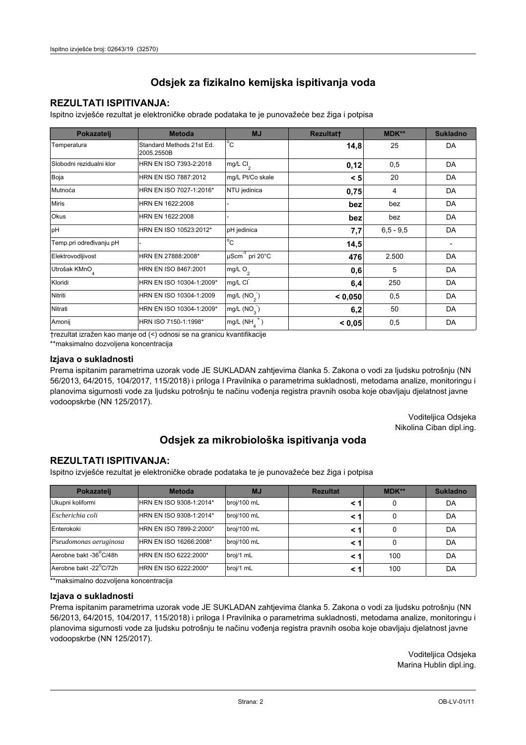# Odsjek za fizikalno kemijska ispitivanja voda

## REZULTATI ISPITIVANJA:

Ispitno izvješće rezultat je elektroničke obrade podataka te je punovažeće bez žiga i potpisa

| Pokazatelj | Metoda | MJ | Rezultat† | MDK** | Sukladno |
|---|---|---|---|---|---|
| Temperatura | Standard Methods 21st Ed. 2005.2550B | °C | **14,8** | 25 | DA |
| Slobodni rezidualni klor | HRN EN ISO 7393-2:2018 | mg/L $Cl_2$ | **0,12** | 0,5 | DA |
| Boja | HRN EN ISO 7887:2012 | mg/L Pt/Co skale | **< 5** | 20 | DA |
| Mutnoća | HRN EN ISO 7027-1:2016* | NTU jedinica | **0,75** | 4 | DA |
| Miris | HRN EN 1622:2008 | - | **bez** | bez | DA |
| Okus | HRN EN 1622:2008 | - | **bez** | bez | DA |
| pH | HRN EN ISO 10523:2012* | pH jedinica | **7,7** | 6,5 - 9,5 | DA |
| Temp.pri određivanju pH | - | °C | **14,5** | | - |
| Elektrovodljivost | HRN EN 27888:2008* | $\mu Scm^{-1}$ pri 20°C | **476** | 2.500 | DA |
| Utrošak $KMnO_4$ | HRN EN ISO 8467:2001 | mg/L $O_2$ | **0,6** | 5 | DA |
| Kloridi | HRN EN ISO 10304-1:2009* | mg/L $Cl^-$ | **6,4** | 250 | DA |
| Nitriti | HRN EN ISO 10304-1:2009 | mg/L ($NO_2^-$) | **< 0,050** | 0,5 | DA |
| Nitrati | HRN EN ISO 10304-1:2009* | mg/L ($NO_3^-$) | **6,2** | 50 | DA |
| Amonij | HRN ISO 7150-1:1998* | mg/L ($NH_4^+$) | **< 0,05** | 0,5 | DA |

†rezultat izražen kao manje od (<) odnosi se na granicu kvantifikacije

**maksimalno dozvoljena koncentracija

### Izjava o sukladnosti

Prema ispitanim parametrima uzorak vode JE SUKLADAN zahtjevima članka 5. Zakona o vodi za ljudsku potrošnju (NN 56/2013, 64/2015, 104/2017, 115/2018) i priloga I Pravilnika o parametrima sukladnosti, metodama analize, monitoringu i planovima sigurnosti vode za ljudsku potrošnju te načinu vođenja registra pravnih osoba koje obavljaju djelatnost javne vodoopskrbe (NN 125/2017).

Voditeljica Odsjeka
Nikolina Ciban dipl.ing.

# Odsjek za mikrobiološka ispitivanja voda

## REZULTATI ISPITIVANJA:

Ispitno izvješće rezultat je elektroničke obrade podataka te je punovažeće bez žiga i potpisa

| Pokazatelj | Metoda | MJ | Rezultat | MDK** | Sukladno |
|---|---|---|---|---|---|
| Ukupni koliformi | HRN EN ISO 9308-1:2014* | broj/100 mL | **< 1** | 0 | DA |
| *Escherichia coli* | HRN EN ISO 9308-1:2014* | broj/100 mL | **< 1** | 0 | DA |
| Enterokoki | HRN EN ISO 7899-2:2000* | broj/100 mL | **< 1** | 0 | DA |
| *Pseudomonas aeruginosa* | HRN EN ISO 16266:2008* | broj/100 mL | **< 1** | 0 | DA |
| Aerobne bakt -36°C/48h | HRN EN ISO 6222:2000* | broj/1 mL | **< 1** | 100 | DA |
| Aerobne bakt -22°C/72h | HRN EN ISO 6222:2000* | broj/1 mL | **< 1** | 100 | DA |

**maksimalno dozvoljena koncentracija

### Izjava o sukladnosti

Prema ispitanim parametrima uzorak vode JE SUKLADAN zahtjevima članka 5. Zakona o vodi za ljudsku potrošnju (NN 56/2013, 64/2015, 104/2017, 115/2018) i priloga I Pravilnika o parametrima sukladnosti, metodama analize, monitoringu i planovima sigurnosti vode za ljudsku potrošnju te načinu vođenja registra pravnih osoba koje obavljaju djelatnost javne vodoopskrbe (NN 125/2017).

Voditeljica Odsjeka
Marina Hublin dipl.ing.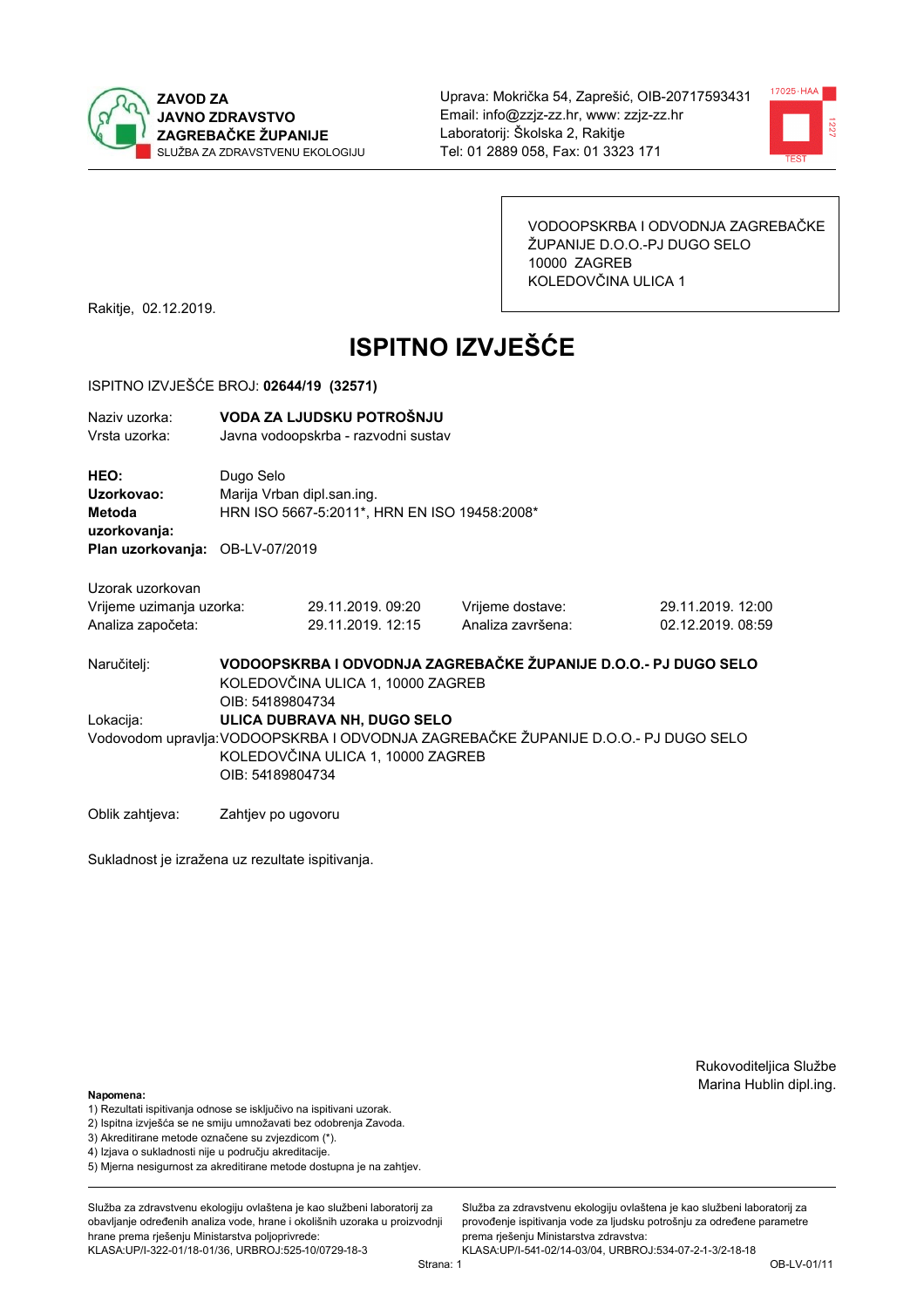**ZAVOD ZA JAVNO ZDRAVSTVO ZAGREBAČKE ŽUPANIJE**
SLUŽBA ZA ZDRAVSTVENU EKOLOGIJU

Uprava: Mokrička 54, Zaprešić, OIB-20717593431
Email: info@zzjz-zz.hr, www: zzjz-zz.hr
Laboratorij: Školska 2, Rakitje
Tel: 01 2889 058, Fax: 01 3323 171

VODOOPSKRBA I ODVODNJA ZAGREBAČKE ŽUPANIJE D.O.O.-PJ DUGO SELO
10000 ZAGREB
KOLEDOVČINA ULICA 1

Rakitje, 02.12.2019.

# ISPITNO IZVJEŠĆE

ISPITNO IZVJEŠĆE BROJ: **02644/19 (32571)**

Naziv uzorka: **VODA ZA LJUDSKU POTROŠNJU**
Vrsta uzorka: Javna vodoopskrba - razvodni sustav

**HEO:** Dugo Selo
**Uzorkovao:** Marija Vrban dipl.san.ing.
**Metoda uzorkovanja:** HRN ISO 5667-5:2011*, HRN EN ISO 19458:2008*
**Plan uzorkovanja:** OB-LV-07/2019

Uzorak uzorkovan

| | | | |
|---|---|---|---|
| Vrijeme uzimanja uzorka: | 29.11.2019. 09:20 | Vrijeme dostave: | 29.11.2019. 12:00 |
| Analiza započeta: | 29.11.2019. 12:15 | Analiza završena: | 02.12.2019. 08:59 |

Naručitelj: **VODOOPSKRBA I ODVODNJA ZAGREBAČKE ŽUPANIJE D.O.O.- PJ DUGO SELO**
KOLEDOVČINA ULICA 1, 10000 ZAGREB
OIB: 54189804734

Lokacija: **ULICA DUBRAVA NH, DUGO SELO**

Vodovodom upravlja: VODOOPSKRBA I ODVODNJA ZAGREBAČKE ŽUPANIJE D.O.O.- PJ DUGO SELO
KOLEDOVČINA ULICA 1, 10000 ZAGREB
OIB: 54189804734

Oblik zahtjeva: Zahtjev po ugovoru

Sukladnost je izražena uz rezultate ispitivanja.

Rukovoditeljica Službe
Marina Hublin dipl.ing.

**Napomena:**
1) Rezultati ispitivanja odnose se isključivo na ispitivani uzorak.
2) Ispitna izvješća se ne smiju umnožavati bez odobrenja Zavoda.
3) Akreditirane metode označene su zvjezdicom (*).
4) Izjava o sukladnosti nije u području akreditacije.
5) Mjerna nesigurnost za akreditirane metode dostupna je na zahtjev.

Služba za zdravstvenu ekologiju ovlaštena je kao službeni laboratorij za obavljanje određenih analiza vode, hrane i okolišnih uzoraka u proizvodnji hrane prema rješenju Ministarstva poljoprivrede:
KLASA:UP/I-322-01/18-01/36, URBROJ:525-10/0729-18-3

Služba za zdravstvenu ekologiju ovlaštena je kao službeni laboratorij za provođenje ispitivanja vode za ljudsku potrošnju za određene parametre prema rješenju Ministarstva zdravstva:
KLASA:UP/I-541-02/14-03/04, URBROJ:534-07-2-1-3/2-18-18

OB-LV-01/11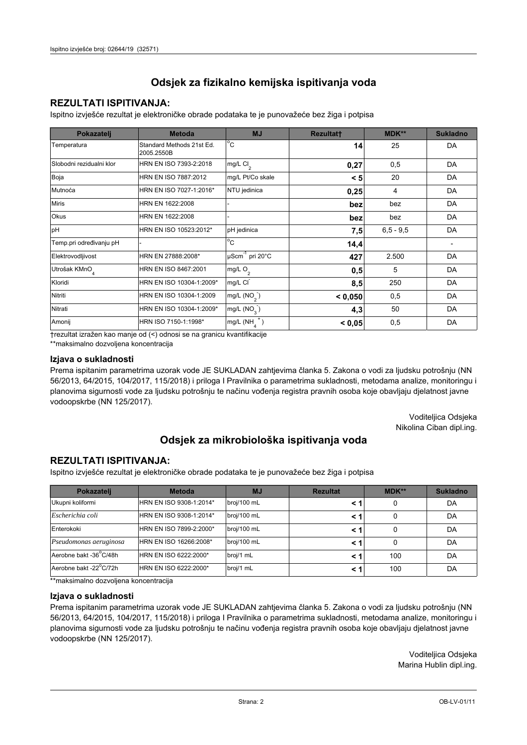# Odsjek za fizikalno kemijska ispitivanja voda

## REZULTATI ISPITIVANJA:

Ispitno izvješće rezultat je elektroničke obrade podataka te je punovažeće bez žiga i potpisa

| Pokazatelj | Metoda | MJ | Rezultat† | MDK** | Sukladno |
|---|---|---|---|---|---|
| Temperatura | Standard Methods 21st Ed. 2005.2550B | °C | **14** | 25 | DA |
| Slobodni rezidualni klor | HRN EN ISO 7393-2:2018 | mg/L $Cl_2$ | **0,27** | 0,5 | DA |
| Boja | HRN EN ISO 7887:2012 | mg/L Pt/Co skale | **< 5** | 20 | DA |
| Mutnoća | HRN EN ISO 7027-1:2016* | NTU jedinica | **0,25** | 4 | DA |
| Miris | HRN EN 1622:2008 | - | **bez** | bez | DA |
| Okus | HRN EN 1622:2008 | - | **bez** | bez | DA |
| pH | HRN EN ISO 10523:2012* | pH jedinica | **7,5** | 6,5 - 9,5 | DA |
| Temp.pri određivanju pH | - | °C | **14,4** | | - |
| Elektrovodljivost | HRN EN 27888:2008* | $\mu Scm^{-1}$ pri 20°C | **427** | 2.500 | DA |
| Utrošak $KMnO_4$ | HRN EN ISO 8467:2001 | mg/L $O_2$ | **0,5** | 5 | DA |
| Kloridi | HRN EN ISO 10304-1:2009* | mg/L $Cl^-$ | **8,5** | 250 | DA |
| Nitriti | HRN EN ISO 10304-1:2009 | mg/L ($NO_2^-$) | **< 0,050** | 0,5 | DA |
| Nitrati | HRN EN ISO 10304-1:2009* | mg/L ($NO_3^-$) | **4,3** | 50 | DA |
| Amonij | HRN ISO 7150-1:1998* | mg/L ($NH_4^+$) | **< 0,05** | 0,5 | DA |

†rezultat izražen kao manje od (<) odnosi se na granicu kvantifikacije

**maksimalno dozvoljena koncentracija

### Izjava o sukladnosti

Prema ispitanim parametrima uzorak vode JE SUKLADAN zahtjevima članka 5. Zakona o vodi za ljudsku potrošnju (NN 56/2013, 64/2015, 104/2017, 115/2018) i priloga I Pravilnika o parametrima sukladnosti, metodama analize, monitoringu i planovima sigurnosti vode za ljudsku potrošnju te načinu vođenja registra pravnih osoba koje obavljaju djelatnost javne vodoopskrbe (NN 125/2017).

Voditeljica Odsjeka
Nikolina Ciban dipl.ing.

# Odsjek za mikrobiološka ispitivanja voda

## REZULTATI ISPITIVANJA:

Ispitno izvješće rezultat je elektroničke obrade podataka te je punovažeće bez žiga i potpisa

| Pokazatelj | Metoda | MJ | Rezultat | MDK** | Sukladno |
|---|---|---|---|---|---|
| Ukupni koliformi | HRN EN ISO 9308-1:2014* | broj/100 mL | **< 1** | 0 | DA |
| *Escherichia coli* | HRN EN ISO 9308-1:2014* | broj/100 mL | **< 1** | 0 | DA |
| Enterokoki | HRN EN ISO 7899-2:2000* | broj/100 mL | **< 1** | 0 | DA |
| *Pseudomonas aeruginosa* | HRN EN ISO 16266:2008* | broj/100 mL | **< 1** | 0 | DA |
| Aerobne bakt -36°C/48h | HRN EN ISO 6222:2000* | broj/1 mL | **< 1** | 100 | DA |
| Aerobne bakt -22°C/72h | HRN EN ISO 6222:2000* | broj/1 mL | **< 1** | 100 | DA |

**maksimalno dozvoljena koncentracija

### Izjava o sukladnosti

Prema ispitanim parametrima uzorak vode JE SUKLADAN zahtjevima članka 5. Zakona o vodi za ljudsku potrošnju (NN 56/2013, 64/2015, 104/2017, 115/2018) i priloga I Pravilnika o parametrima sukladnosti, metodama analize, monitoringu i planovima sigurnosti vode za ljudsku potrošnju te načinu vođenja registra pravnih osoba koje obavljaju djelatnost javne vodoopskrbe (NN 125/2017).

Voditeljica Odsjeka
Marina Hublin dipl.ing.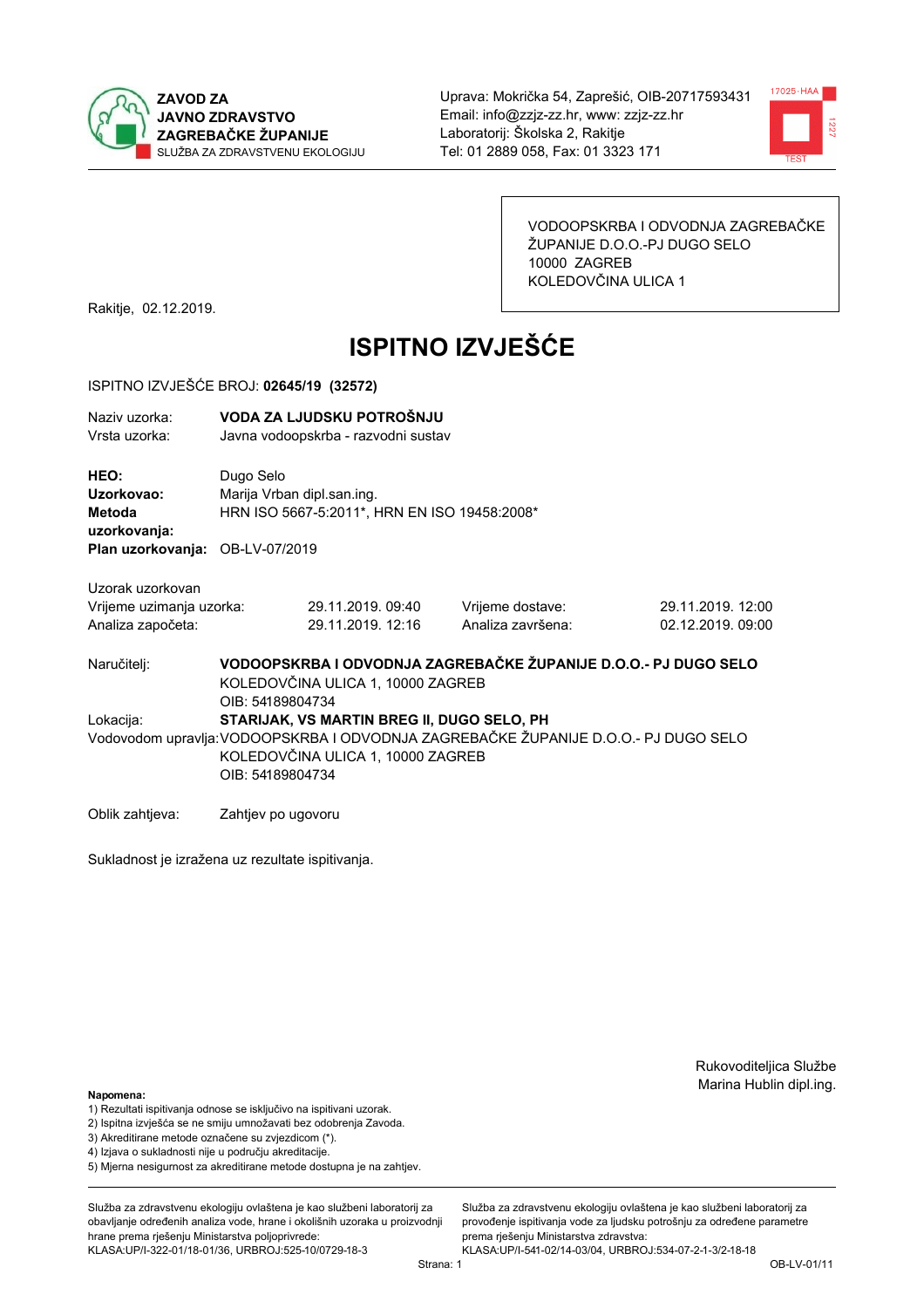**ZAVOD ZA JAVNO ZDRAVSTVO ZAGREBAČKE ŽUPANIJE**
SLUŽBA ZA ZDRAVSTVENU EKOLOGIJU

Uprava: Mokrička 54, Zaprešić, OIB-20717593431
Email: info@zzjz-zz.hr, www: zzjz-zz.hr
Laboratorij: Školska 2, Rakitje
Tel: 01 2889 058, Fax: 01 3323 171

VODOOPSKRBA I ODVODNJA ZAGREBAČKE ŽUPANIJE D.O.O.-PJ DUGO SELO
10000 ZAGREB
KOLEDOVČINA ULICA 1

Rakitje, 02.12.2019.

# ISPITNO IZVJEŠĆE

ISPITNO IZVJEŠĆE BROJ: **02645/19 (32572)**

Naziv uzorka: **VODA ZA LJUDSKU POTROŠNJU**
Vrsta uzorka: Javna vodoopskrba - razvodni sustav

**HEO:** Dugo Selo
**Uzorkovao:** Marija Vrban dipl.san.ing.
**Metoda uzorkovanja:** HRN ISO 5667-5:2011*, HRN EN ISO 19458:2008*
**Plan uzorkovanja:** OB-LV-07/2019

Uzorak uzorkovan

| | | | |
|---|---|---|---|
| Vrijeme uzimanja uzorka: | 29.11.2019. 09:40 | Vrijeme dostave: | 29.11.2019. 12:00 |
| Analiza započeta: | 29.11.2019. 12:16 | Analiza završena: | 02.12.2019. 09:00 |

Naručitelj: **VODOOPSKRBA I ODVODNJA ZAGREBAČKE ŽUPANIJE D.O.O.- PJ DUGO SELO**
KOLEDOVČINA ULICA 1, 10000 ZAGREB
OIB: 54189804734

Lokacija: **STARIJAK, VS MARTIN BREG II, DUGO SELO, PH**

Vodovodom upravlja: VODOOPSKRBA I ODVODNJA ZAGREBAČKE ŽUPANIJE D.O.O.- PJ DUGO SELO
KOLEDOVČINA ULICA 1, 10000 ZAGREB
OIB: 54189804734

Oblik zahtjeva: Zahtjev po ugovoru

Sukladnost je izražena uz rezultate ispitivanja.

Rukovoditeljica Službe
Marina Hublin dipl.ing.

**Napomena:**
1) Rezultati ispitivanja odnose se isključivo na ispitivani uzorak.
2) Ispitna izvješća se ne smiju umnožavati bez odobrenja Zavoda.
3) Akreditirane metode označene su zvjezdicom (*).
4) Izjava o sukladnosti nije u području akreditacije.
5) Mjerna nesigurnost za akreditirane metode dostupna je na zahtjev.

Služba za zdravstvenu ekologiju ovlaštena je kao službeni laboratorij za obavljanje određenih analiza vode, hrane i okolišnih uzoraka u proizvodnji hrane prema rješenju Ministarstva poljoprivrede: KLASA:UP/I-322-01/18-01/36, URBROJ:525-10/0729-18-3

Služba za zdravstvenu ekologiju ovlaštena je kao službeni laboratorij za provođenje ispitivanja vode za ljudsku potrošnju za određene parametre prema rješenju Ministarstva zdravstva: KLASA:UP/I-541-02/14-03/04, URBROJ:534-07-2-1-3/2-18-18

OB-LV-01/11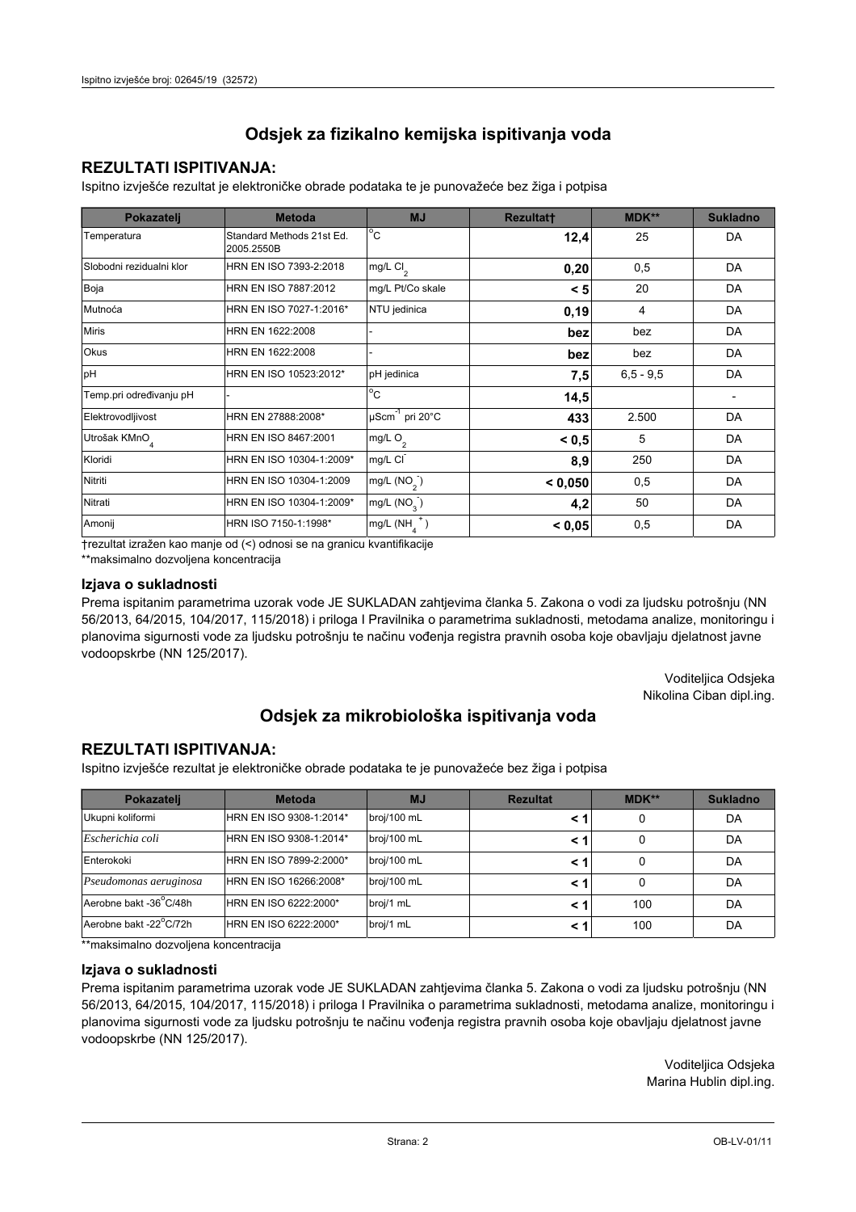# Odsjek za fizikalno kemijska ispitivanja voda

## REZULTATI ISPITIVANJA:

Ispitno izvješće rezultat je elektroničke obrade podataka te je punovažeće bez žiga i potpisa

| Pokazatelj | Metoda | MJ | Rezultat† | MDK** | Sukladno |
|---|---|---|---|---|---|
| Temperatura | Standard Methods 21st Ed. 2005.2550B | °C | **12,4** | 25 | DA |
| Slobodni rezidualni klor | HRN EN ISO 7393-2:2018 | mg/L $Cl_2$ | **0,20** | 0,5 | DA |
| Boja | HRN EN ISO 7887:2012 | mg/L Pt/Co skale | **< 5** | 20 | DA |
| Mutnoća | HRN EN ISO 7027-1:2016* | NTU jedinica | **0,19** | 4 | DA |
| Miris | HRN EN 1622:2008 | - | **bez** | bez | DA |
| Okus | HRN EN 1622:2008 | - | **bez** | bez | DA |
| pH | HRN EN ISO 10523:2012* | pH jedinica | **7,5** | 6,5 - 9,5 | DA |
| Temp.pri određivanju pH | - | °C | **14,5** | | - |
| Elektrovodljivost | HRN EN 27888:2008* | $\mu Scm^{-1}$ pri 20°C | **433** | 2.500 | DA |
| Utrošak $KMnO_4$ | HRN EN ISO 8467:2001 | mg/L $O_2$ | **< 0,5** | 5 | DA |
| Kloridi | HRN EN ISO 10304-1:2009* | mg/L $Cl^-$ | **8,9** | 250 | DA |
| Nitriti | HRN EN ISO 10304-1:2009 | mg/L ($NO_2^-$) | **< 0,050** | 0,5 | DA |
| Nitrati | HRN EN ISO 10304-1:2009* | mg/L ($NO_3^-$) | **4,2** | 50 | DA |
| Amonij | HRN ISO 7150-1:1998* | mg/L ($NH_4^+$) | **< 0,05** | 0,5 | DA |

†rezultat izražen kao manje od (<) odnosi se na granicu kvantifikacije

**maksimalno dozvoljena koncentracija

### Izjava o sukladnosti

Prema ispitanim parametrima uzorak vode JE SUKLADAN zahtjevima članka 5. Zakona o vodi za ljudsku potrošnju (NN 56/2013, 64/2015, 104/2017, 115/2018) i priloga I Pravilnika o parametrima sukladnosti, metodama analize, monitoringu i planovima sigurnosti vode za ljudsku potrošnju te načinu vođenja registra pravnih osoba koje obavljaju djelatnost javne vodoopskrbe (NN 125/2017).

Voditeljica Odsjeka
Nikolina Ciban dipl.ing.

# Odsjek za mikrobiološka ispitivanja voda

## REZULTATI ISPITIVANJA:

Ispitno izvješće rezultat je elektroničke obrade podataka te je punovažeće bez žiga i potpisa

| Pokazatelj | Metoda | MJ | Rezultat | MDK** | Sukladno |
|---|---|---|---|---|---|
| Ukupni koliformi | HRN EN ISO 9308-1:2014* | broj/100 mL | **< 1** | 0 | DA |
| *Escherichia coli* | HRN EN ISO 9308-1:2014* | broj/100 mL | **< 1** | 0 | DA |
| Enterokoki | HRN EN ISO 7899-2:2000* | broj/100 mL | **< 1** | 0 | DA |
| *Pseudomonas aeruginosa* | HRN EN ISO 16266:2008* | broj/100 mL | **< 1** | 0 | DA |
| Aerobne bakt -36°C/48h | HRN EN ISO 6222:2000* | broj/1 mL | **< 1** | 100 | DA |
| Aerobne bakt -22°C/72h | HRN EN ISO 6222:2000* | broj/1 mL | **< 1** | 100 | DA |

**maksimalno dozvoljena koncentracija

### Izjava o sukladnosti

Prema ispitanim parametrima uzorak vode JE SUKLADAN zahtjevima članka 5. Zakona o vodi za ljudsku potrošnju (NN 56/2013, 64/2015, 104/2017, 115/2018) i priloga I Pravilnika o parametrima sukladnosti, metodama analize, monitoringu i planovima sigurnosti vode za ljudsku potrošnju te načinu vođenja registra pravnih osoba koje obavljaju djelatnost javne vodoopskrbe (NN 125/2017).

Voditeljica Odsjeka
Marina Hublin dipl.ing.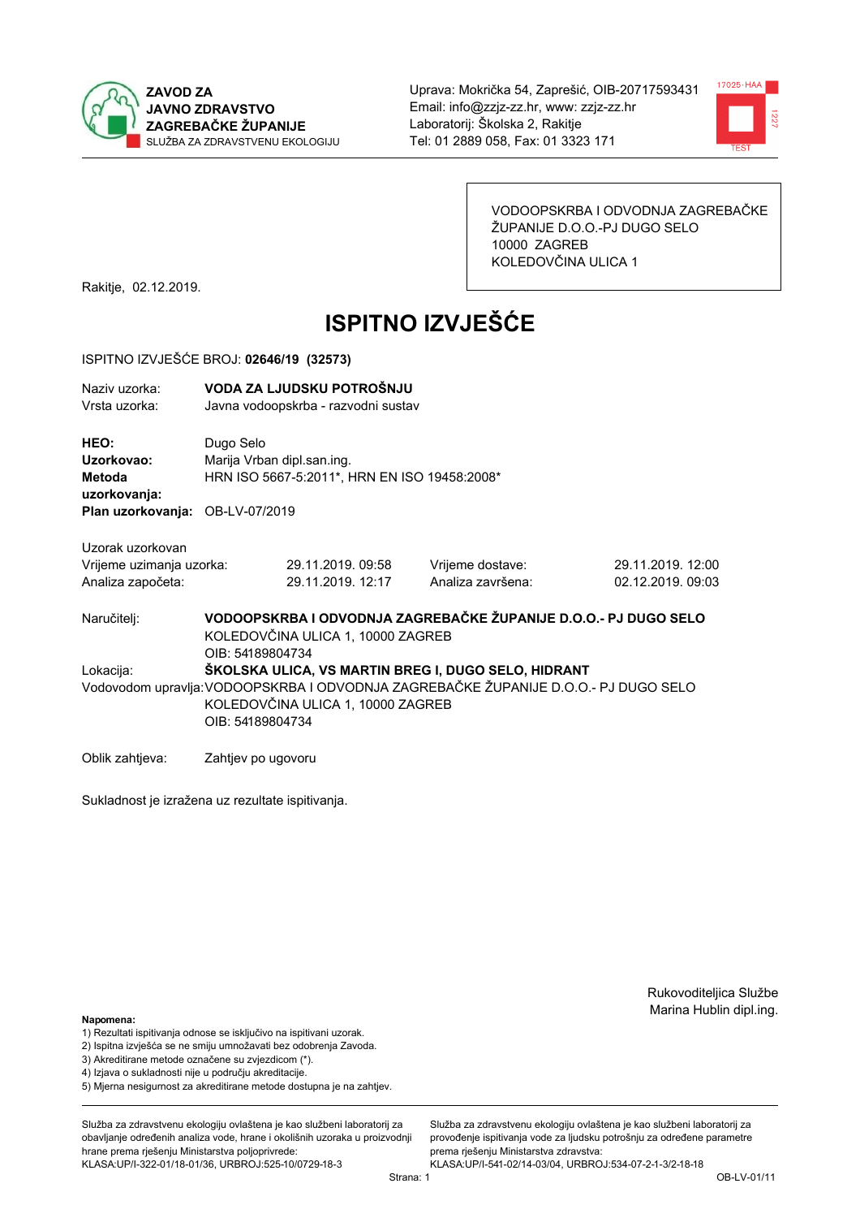ZAVOD ZA JAVNO ZDRAVSTVO ZAGREBAČKE ŽUPANIJE
SLUŽBA ZA ZDRAVSTVENU EKOLOGIJU

Uprava: Mokrička 54, Zaprešić, OIB-20717593431
Email: info@zzjz-zz.hr, www: zzjz-zz.hr
Laboratorij: Školska 2, Rakitje
Tel: 01 2889 058, Fax: 01 3323 171

VODOOPSKRBA I ODVODNJA ZAGREBAČKE ŽUPANIJE D.O.O.-PJ DUGO SELO
10000 ZAGREB
KOLEDOVČINA ULICA 1

Rakitje, 02.12.2019.

# ISPITNO IZVJEŠĆE

ISPITNO IZVJEŠĆE BROJ: **02646/19 (32573)**

Naziv uzorka: **VODA ZA LJUDSKU POTROŠNJU**
Vrsta uzorka: Javna vodoopskrba - razvodni sustav

**HEO:** Dugo Selo
**Uzorkovao:** Marija Vrban dipl.san.ing.
**Metoda uzorkovanja:** HRN ISO 5667-5:2011*, HRN EN ISO 19458:2008*
**Plan uzorkovanja:** OB-LV-07/2019

Uzorak uzorkovan

| | | | |
|---|---|---|---|
| Vrijeme uzimanja uzorka: | 29.11.2019. 09:58 | Vrijeme dostave: | 29.11.2019. 12:00 |
| Analiza započeta: | 29.11.2019. 12:17 | Analiza završena: | 02.12.2019. 09:03 |

Naručitelj: **VODOOPSKRBA I ODVODNJA ZAGREBAČKE ŽUPANIJE D.O.O.- PJ DUGO SELO**
KOLEDOVČINA ULICA 1, 10000 ZAGREB
OIB: 54189804734

Lokacija: **ŠKOLSKA ULICA, VS MARTIN BREG I, DUGO SELO, HIDRANT**

Vodovodom upravlja: VODOOPSKRBA I ODVODNJA ZAGREBAČKE ŽUPANIJE D.O.O.- PJ DUGO SELO
KOLEDOVČINA ULICA 1, 10000 ZAGREB
OIB: 54189804734

Oblik zahtjeva: Zahtjev po ugovoru

Sukladnost je izražena uz rezultate ispitivanja.

Rukovoditeljica Službe
Marina Hublin dipl.ing.

**Napomena:**
1) Rezultati ispitivanja odnose se isključivo na ispitivani uzorak.
2) Ispitna izvješća se ne smiju umnožavati bez odobrenja Zavoda.
3) Akreditirane metode označene su zvjezdicom (*).
4) Izjava o sukladnosti nije u području akreditacije.
5) Mjerna nesigurnost za akreditirane metode dostupna je na zahtjev.

Služba za zdravstvenu ekologiju ovlaštena je kao službeni laboratorij za obavljanje određenih analiza vode, hrane i okolišnih uzoraka u proizvodnji hrane prema rješenju Ministarstva poljoprivrede: KLASA:UP/I-322-01/18-01/36, URBROJ:525-10/0729-18-3

Služba za zdravstvenu ekologiju ovlaštena je kao službeni laboratorij za provođenje ispitivanja vode za ljudsku potrošnju za određene parametre prema rješenju Ministarstva zdravstva: KLASA:UP/I-541-02/14-03/04, URBROJ:534-07-2-1-3/2-18-18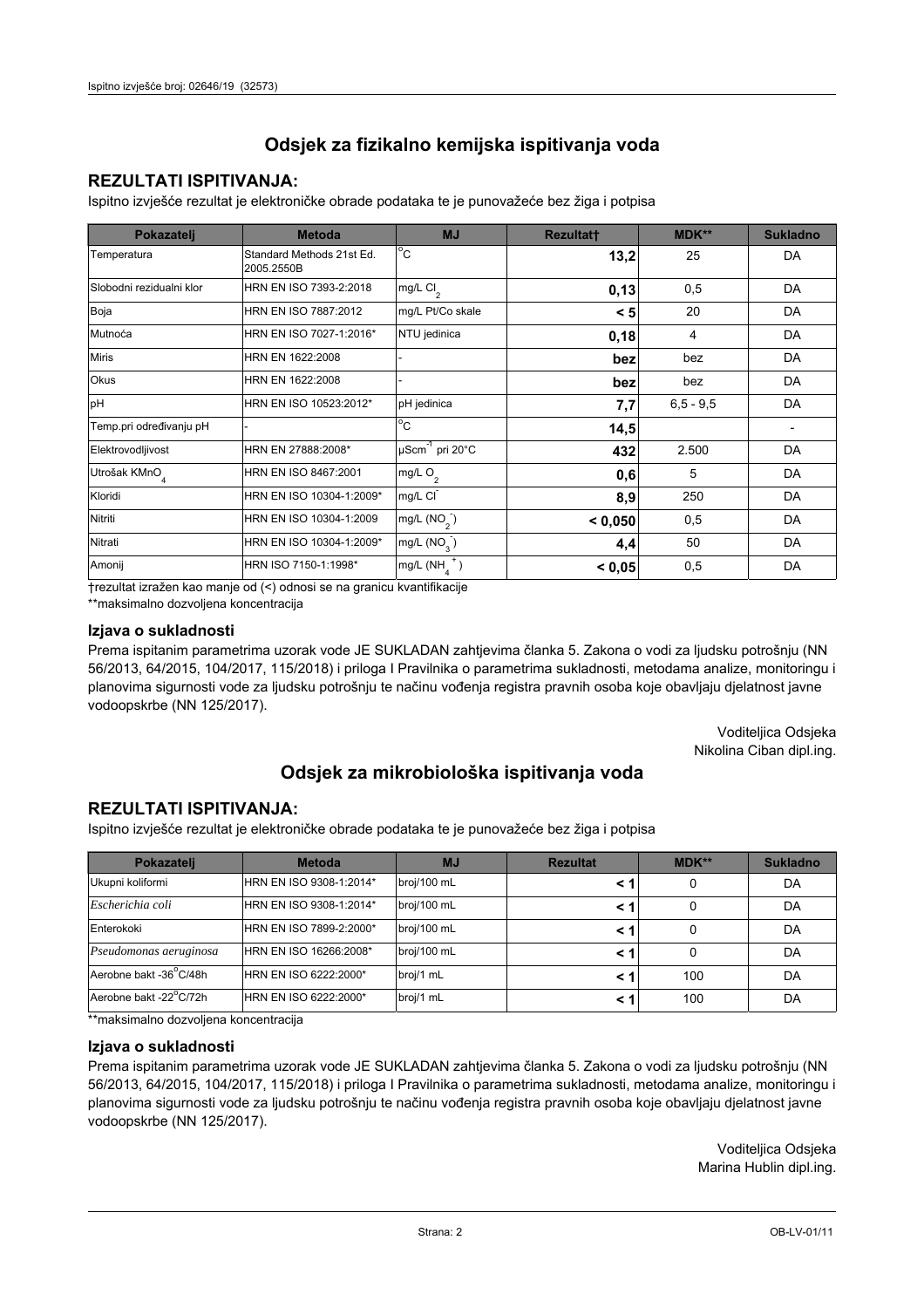# Odsjek za fizikalno kemijska ispitivanja voda

## REZULTATI ISPITIVANJA:

Ispitno izvješće rezultat je elektroničke obrade podataka te je punovažeće bez žiga i potpisa

| Pokazatelj | Metoda | MJ | Rezultat† | MDK** | Sukladno |
|---|---|---|---|---|---|
| Temperatura | Standard Methods 21st Ed. 2005.2550B | $^{o}C$ | **13,2** | 25 | DA |
| Slobodni rezidualni klor | HRN EN ISO 7393-2:2018 | mg/L $Cl_2$ | **0,13** | 0,5 | DA |
| Boja | HRN EN ISO 7887:2012 | mg/L Pt/Co skale | **< 5** | 20 | DA |
| Mutnoća | HRN EN ISO 7027-1:2016* | NTU jedinica | **0,18** | 4 | DA |
| Miris | HRN EN 1622:2008 | - | **bez** | bez | DA |
| Okus | HRN EN 1622:2008 | - | **bez** | bez | DA |
| pH | HRN EN ISO 10523:2012* | pH jedinica | **7,7** | 6,5 - 9,5 | DA |
| Temp.pri određivanju pH | - | $^{o}C$ | **14,5** | | - |
| Elektrovodljivost | HRN EN 27888:2008* | $\mu Scm^{-1}$ pri 20°C | **432** | 2.500 | DA |
| Utrošak $KMnO_4$ | HRN EN ISO 8467:2001 | mg/L $O_2$ | **0,6** | 5 | DA |
| Kloridi | HRN EN ISO 10304-1:2009* | mg/L $Cl^-$ | **8,9** | 250 | DA |
| Nitriti | HRN EN ISO 10304-1:2009 | mg/L ($NO_2^-$) | **< 0,050** | 0,5 | DA |
| Nitrati | HRN EN ISO 10304-1:2009* | mg/L ($NO_3^-$) | **4,4** | 50 | DA |
| Amonij | HRN ISO 7150-1:1998* | mg/L ($NH_4^+$) | **< 0,05** | 0,5 | DA |

†rezultat izražen kao manje od (<) odnosi se na granicu kvantifikacije

**maksimalno dozvoljena koncentracija

### Izjava o sukladnosti

Prema ispitanim parametrima uzorak vode JE SUKLADAN zahtjevima članka 5. Zakona o vodi za ljudsku potrošnju (NN 56/2013, 64/2015, 104/2017, 115/2018) i priloga I Pravilnika o parametrima sukladnosti, metodama analize, monitoringu i planovima sigurnosti vode za ljudsku potrošnju te načinu vođenja registra pravnih osoba koje obavljaju djelatnost javne vodoopskrbe (NN 125/2017).

Voditeljica Odsjeka
Nikolina Ciban dipl.ing.

# Odsjek za mikrobiološka ispitivanja voda

## REZULTATI ISPITIVANJA:

Ispitno izvješće rezultat je elektroničke obrade podataka te je punovažeće bez žiga i potpisa

| Pokazatelj | Metoda | MJ | Rezultat | MDK** | Sukladno |
|---|---|---|---|---|---|
| Ukupni koliformi | HRN EN ISO 9308-1:2014* | broj/100 mL | **< 1** | 0 | DA |
| *Escherichia coli* | HRN EN ISO 9308-1:2014* | broj/100 mL | **< 1** | 0 | DA |
| Enterokoki | HRN EN ISO 7899-2:2000* | broj/100 mL | **< 1** | 0 | DA |
| *Pseudomonas aeruginosa* | HRN EN ISO 16266:2008* | broj/100 mL | **< 1** | 0 | DA |
| Aerobne bakt -36°C/48h | HRN EN ISO 6222:2000* | broj/1 mL | **< 1** | 100 | DA |
| Aerobne bakt -22°C/72h | HRN EN ISO 6222:2000* | broj/1 mL | **< 1** | 100 | DA |

**maksimalno dozvoljena koncentracija

### Izjava o sukladnosti

Prema ispitanim parametrima uzorak vode JE SUKLADAN zahtjevima članka 5. Zakona o vodi za ljudsku potrošnju (NN 56/2013, 64/2015, 104/2017, 115/2018) i priloga I Pravilnika o parametrima sukladnosti, metodama analize, monitoringu i planovima sigurnosti vode za ljudsku potrošnju te načinu vođenja registra pravnih osoba koje obavljaju djelatnost javne vodoopskrbe (NN 125/2017).

Voditeljica Odsjeka
Marina Hublin dipl.ing.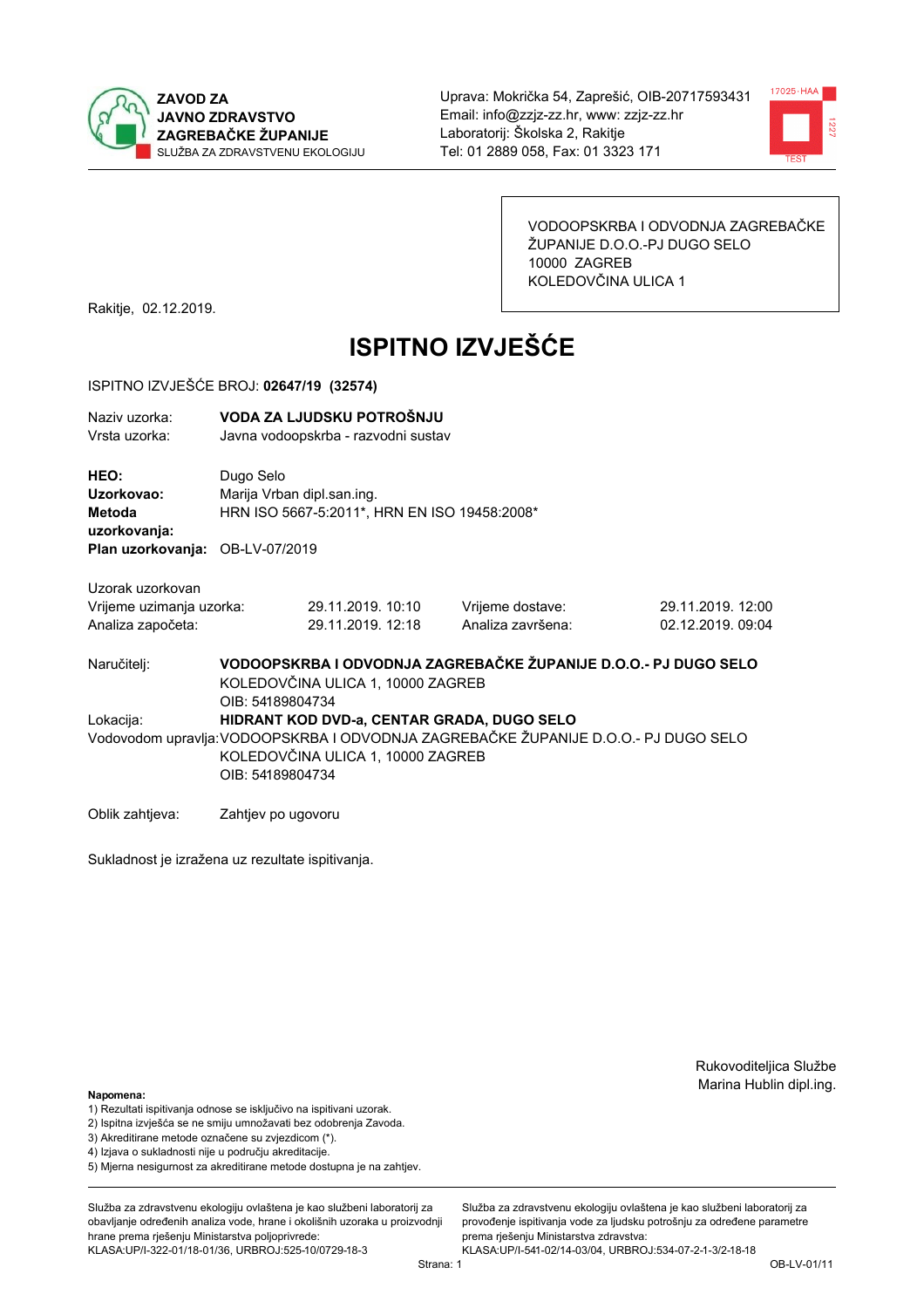**ZAVOD ZA JAVNO ZDRAVSTVO ZAGREBAČKE ŽUPANIJE**
SLUŽBA ZA ZDRAVSTVENU EKOLOGIJU

Uprava: Mokrička 54, Zaprešić, OIB-20717593431
Email: info@zzjz-zz.hr, www: zzjz-zz.hr
Laboratorij: Školska 2, Rakitje
Tel: 01 2889 058, Fax: 01 3323 171

VODOOPSKRBA I ODVODNJA ZAGREBAČKE ŽUPANIJE D.O.O.-PJ DUGO SELO
10000 ZAGREB
KOLEDOVČINA ULICA 1

Rakitje, 02.12.2019.

# ISPITNO IZVJEŠĆE

ISPITNO IZVJEŠĆE BROJ: **02647/19 (32574)**

Naziv uzorka: **VODA ZA LJUDSKU POTROŠNJU**
Vrsta uzorka: Javna vodoopskrba - razvodni sustav

**HEO:** Dugo Selo
**Uzorkovao:** Marija Vrban dipl.san.ing.
**Metoda uzorkovanja:** HRN ISO 5667-5:2011*, HRN EN ISO 19458:2008*
**Plan uzorkovanja:** OB-LV-07/2019

Uzorak uzorkovan

| | | | |
|---|---|---|---|
| Vrijeme uzimanja uzorka: | 29.11.2019. 10:10 | Vrijeme dostave: | 29.11.2019. 12:00 |
| Analiza započeta: | 29.11.2019. 12:18 | Analiza završena: | 02.12.2019. 09:04 |

Naručitelj: **VODOOPSKRBA I ODVODNJA ZAGREBAČKE ŽUPANIJE D.O.O.- PJ DUGO SELO**
KOLEDOVČINA ULICA 1, 10000 ZAGREB
OIB: 54189804734

Lokacija: **HIDRANT KOD DVD-a, CENTAR GRADA, DUGO SELO**

Vodovodom upravlja: VODOOPSKRBA I ODVODNJA ZAGREBAČKE ŽUPANIJE D.O.O.- PJ DUGO SELO
KOLEDOVČINA ULICA 1, 10000 ZAGREB
OIB: 54189804734

Oblik zahtjeva: Zahtjev po ugovoru

Sukladnost je izražena uz rezultate ispitivanja.

Rukovoditeljica Službe
Marina Hublin dipl.ing.

**Napomena:**
1) Rezultati ispitivanja odnose se isključivo na ispitivani uzorak.
2) Ispitna izvješća se ne smiju umnožavati bez odobrenja Zavoda.
3) Akreditirane metode označene su zvjezdicom (*).
4) Izjava o sukladnosti nije u području akreditacije.
5) Mjerna nesigurnost za akreditirane metode dostupna je na zahtjev.

Služba za zdravstvenu ekologiju ovlaštena je kao službeni laboratorij za obavljanje određenih analiza vode, hrane i okolišnih uzoraka u proizvodnji hrane prema rješenju Ministarstva poljoprivrede:
KLASA:UP/I-322-01/18-01/36, URBROJ:525-10/0729-18-3

Služba za zdravstvenu ekologiju ovlaštena je kao službeni laboratorij za provođenje ispitivanja vode za ljudsku potrošnju za određene parametre prema rješenju Ministarstva zdravstva:
KLASA:UP/I-541-02/14-03/04, URBROJ:534-07-2-1-3/2-18-18

OB-LV-01/11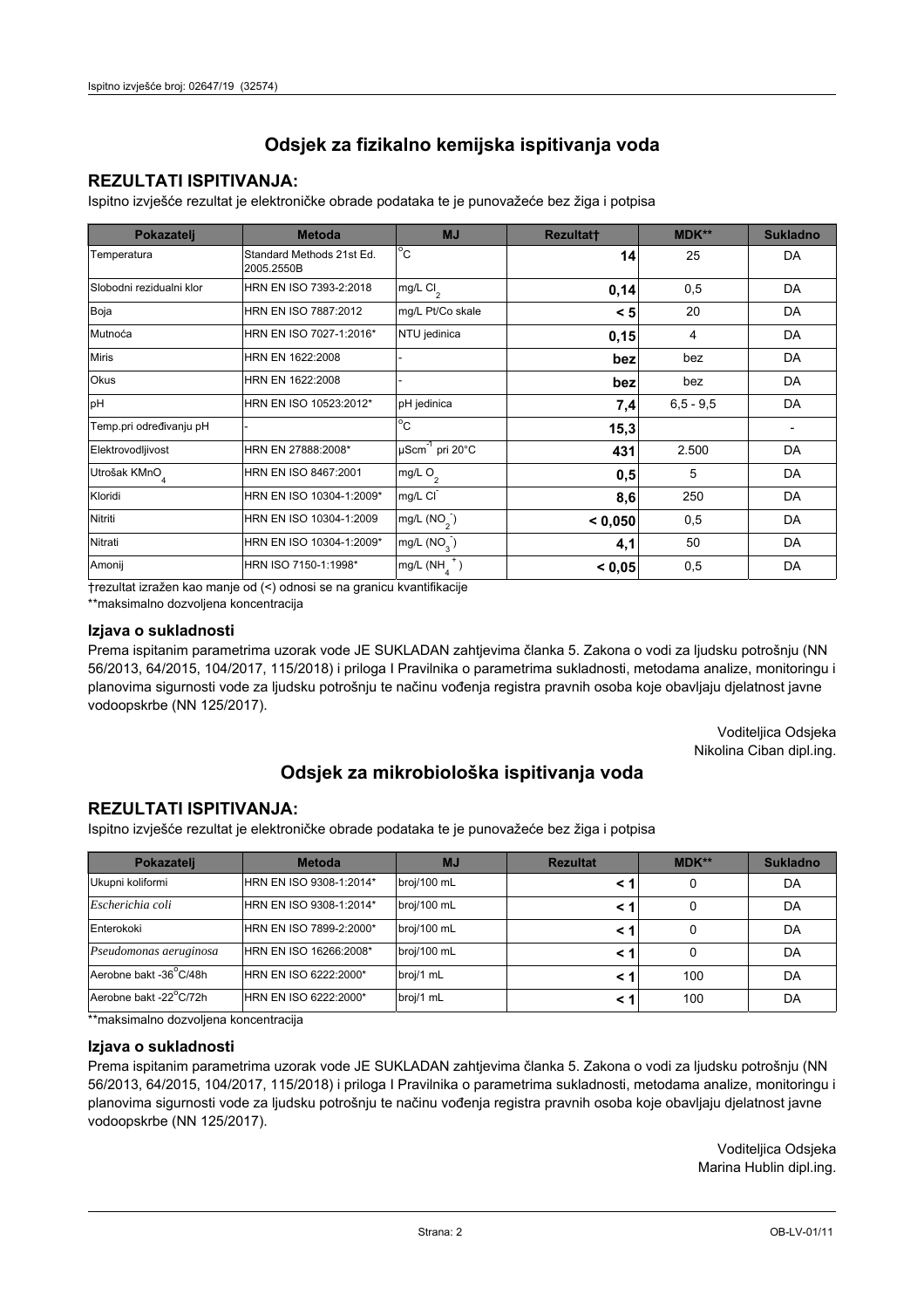# Odsjek za fizikalno kemijska ispitivanja voda

## REZULTATI ISPITIVANJA:

Ispitno izvješće rezultat je elektroničke obrade podataka te je punovažeće bez žiga i potpisa

| Pokazatelj | Metoda | MJ | Rezultat† | MDK** | Sukladno |
|---|---|---|---|---|---|
| Temperatura | Standard Methods 21st Ed. 2005.2550B | °C | **14** | 25 | DA |
| Slobodni rezidualni klor | HRN EN ISO 7393-2:2018 | mg/L $Cl_2$ | **0,14** | 0,5 | DA |
| Boja | HRN EN ISO 7887:2012 | mg/L Pt/Co skale | **< 5** | 20 | DA |
| Mutnoća | HRN EN ISO 7027-1:2016* | NTU jedinica | **0,15** | 4 | DA |
| Miris | HRN EN 1622:2008 | - | **bez** | bez | DA |
| Okus | HRN EN 1622:2008 | - | **bez** | bez | DA |
| pH | HRN EN ISO 10523:2012* | pH jedinica | **7,4** | 6,5 - 9,5 | DA |
| Temp.pri određivanju pH | - | °C | **15,3** | | - |
| Elektrovodljivost | HRN EN 27888:2008* | $\mu Scm^{-1}$ pri 20°C | **431** | 2.500 | DA |
| Utrošak $KMnO_4$ | HRN EN ISO 8467:2001 | mg/L $O_2$ | **0,5** | 5 | DA |
| Kloridi | HRN EN ISO 10304-1:2009* | mg/L $Cl^-$ | **8,6** | 250 | DA |
| Nitriti | HRN EN ISO 10304-1:2009 | mg/L ($NO_2^-$) | **< 0,050** | 0,5 | DA |
| Nitrati | HRN EN ISO 10304-1:2009* | mg/L ($NO_3^-$) | **4,1** | 50 | DA |
| Amonij | HRN ISO 7150-1:1998* | mg/L ($NH_4^+$) | **< 0,05** | 0,5 | DA |

†rezultat izražen kao manje od (<) odnosi se na granicu kvantifikacije

**maksimalno dozvoljena koncentracija

### Izjava o sukladnosti

Prema ispitanim parametrima uzorak vode JE SUKLADAN zahtjevima članka 5. Zakona o vodi za ljudsku potrošnju (NN 56/2013, 64/2015, 104/2017, 115/2018) i priloga I Pravilnika o parametrima sukladnosti, metodama analize, monitoringu i planovima sigurnosti vode za ljudsku potrošnju te načinu vođenja registra pravnih osoba koje obavljaju djelatnost javne vodoopskrbe (NN 125/2017).

Voditeljica Odsjeka
Nikolina Ciban dipl.ing.

# Odsjek za mikrobiološka ispitivanja voda

## REZULTATI ISPITIVANJA:

Ispitno izvješće rezultat je elektroničke obrade podataka te je punovažeće bez žiga i potpisa

| Pokazatelj | Metoda | MJ | Rezultat | MDK** | Sukladno |
|---|---|---|---|---|---|
| Ukupni koliformi | HRN EN ISO 9308-1:2014* | broj/100 mL | **< 1** | 0 | DA |
| *Escherichia coli* | HRN EN ISO 9308-1:2014* | broj/100 mL | **< 1** | 0 | DA |
| Enterokoki | HRN EN ISO 7899-2:2000* | broj/100 mL | **< 1** | 0 | DA |
| *Pseudomonas aeruginosa* | HRN EN ISO 16266:2008* | broj/100 mL | **< 1** | 0 | DA |
| Aerobne bakt -36°C/48h | HRN EN ISO 6222:2000* | broj/1 mL | **< 1** | 100 | DA |
| Aerobne bakt -22°C/72h | HRN EN ISO 6222:2000* | broj/1 mL | **< 1** | 100 | DA |

**maksimalno dozvoljena koncentracija

### Izjava o sukladnosti

Prema ispitanim parametrima uzorak vode JE SUKLADAN zahtjevima članka 5. Zakona o vodi za ljudsku potrošnju (NN 56/2013, 64/2015, 104/2017, 115/2018) i priloga I Pravilnika o parametrima sukladnosti, metodama analize, monitoringu i planovima sigurnosti vode za ljudsku potrošnju te načinu vođenja registra pravnih osoba koje obavljaju djelatnost javne vodoopskrbe (NN 125/2017).

Voditeljica Odsjeka
Marina Hublin dipl.ing.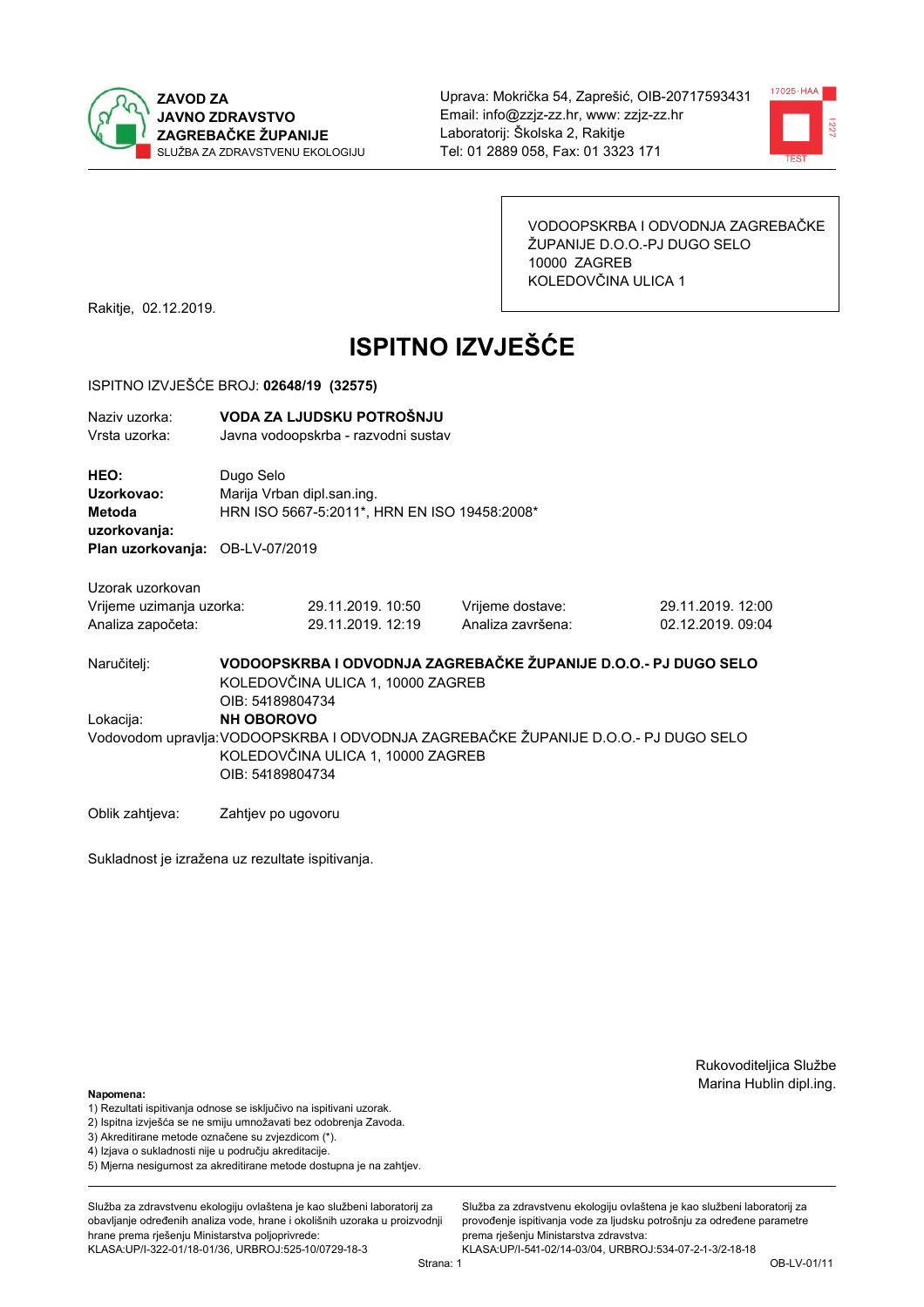ZAVOD ZA JAVNO ZDRAVSTVO ZAGREBAČKE ŽUPANIJE
SLUŽBA ZA ZDRAVSTVENU EKOLOGIJU

Uprava: Mokrička 54, Zaprešić, OIB-20717593431
Email: info@zzjz-zz.hr, www: zzjz-zz.hr
Laboratorij: Školska 2, Rakitje
Tel: 01 2889 058, Fax: 01 3323 171

VODOOPSKRBA I ODVODNJA ZAGREBAČKE ŽUPANIJE D.O.O.-PJ DUGO SELO
10000 ZAGREB
KOLEDOVČINA ULICA 1

Rakitje, 02.12.2019.

# ISPITNO IZVJEŠĆE

ISPITNO IZVJEŠĆE BROJ: **02648/19 (32575)**

Naziv uzorka: **VODA ZA LJUDSKU POTROŠNJU**
Vrsta uzorka: Javna vodoopskrba - razvodni sustav

**HEO:** Dugo Selo
**Uzorkovao:** Marija Vrban dipl.san.ing.
**Metoda uzorkovanja:** HRN ISO 5667-5:2011*, HRN EN ISO 19458:2008*
**Plan uzorkovanja:** OB-LV-07/2019

Uzorak uzorkovan

| Vrijeme uzimanja uzorka: | 29.11.2019. 10:50 | Vrijeme dostave: | 29.11.2019. 12:00 |
|---|---|---|---|
| Analiza započeta: | 29.11.2019. 12:19 | Analiza završena: | 02.12.2019. 09:04 |

Naručitelj: **VODOOPSKRBA I ODVODNJA ZAGREBAČKE ŽUPANIJE D.O.O.- PJ DUGO SELO**
KOLEDOVČINA ULICA 1, 10000 ZAGREB
OIB: 54189804734

Lokacija: **NH OBOROVO**

Vodovodom upravlja: VODOOPSKRBA I ODVODNJA ZAGREBAČKE ŽUPANIJE D.O.O.- PJ DUGO SELO
KOLEDOVČINA ULICA 1, 10000 ZAGREB
OIB: 54189804734

Oblik zahtjeva: Zahtjev po ugovoru

Sukladnost je izražena uz rezultate ispitivanja.

Rukovoditeljica Službe
Marina Hublin dipl.ing.

**Napomena:**
1) Rezultati ispitivanja odnose se isključivo na ispitivani uzorak.
2) Ispitna izvješća se ne smiju umnožavati bez odobrenja Zavoda.
3) Akreditirane metode označene su zvjezdicom (*).
4) Izjava o sukladnosti nije u području akreditacije.
5) Mjerna nesigurnost za akreditirane metode dostupna je na zahtjev.

Služba za zdravstvenu ekologiju ovlaštena je kao službeni laboratorij za obavljanje određenih analiza vode, hrane i okolišnih uzoraka u proizvodnji hrane prema rješenju Ministarstva poljoprivrede: KLASA:UP/I-322-01/18-01/36, URBROJ:525-10/0729-18-3

Služba za zdravstvenu ekologiju ovlaštena je kao službeni laboratorij za provođenje ispitivanja vode za ljudsku potrošnju za određene parametre prema rješenju Ministarstva zdravstva: KLASA:UP/I-541-02/14-03/04, URBROJ:534-07-2-1-3/2-18-18

OB-LV-01/11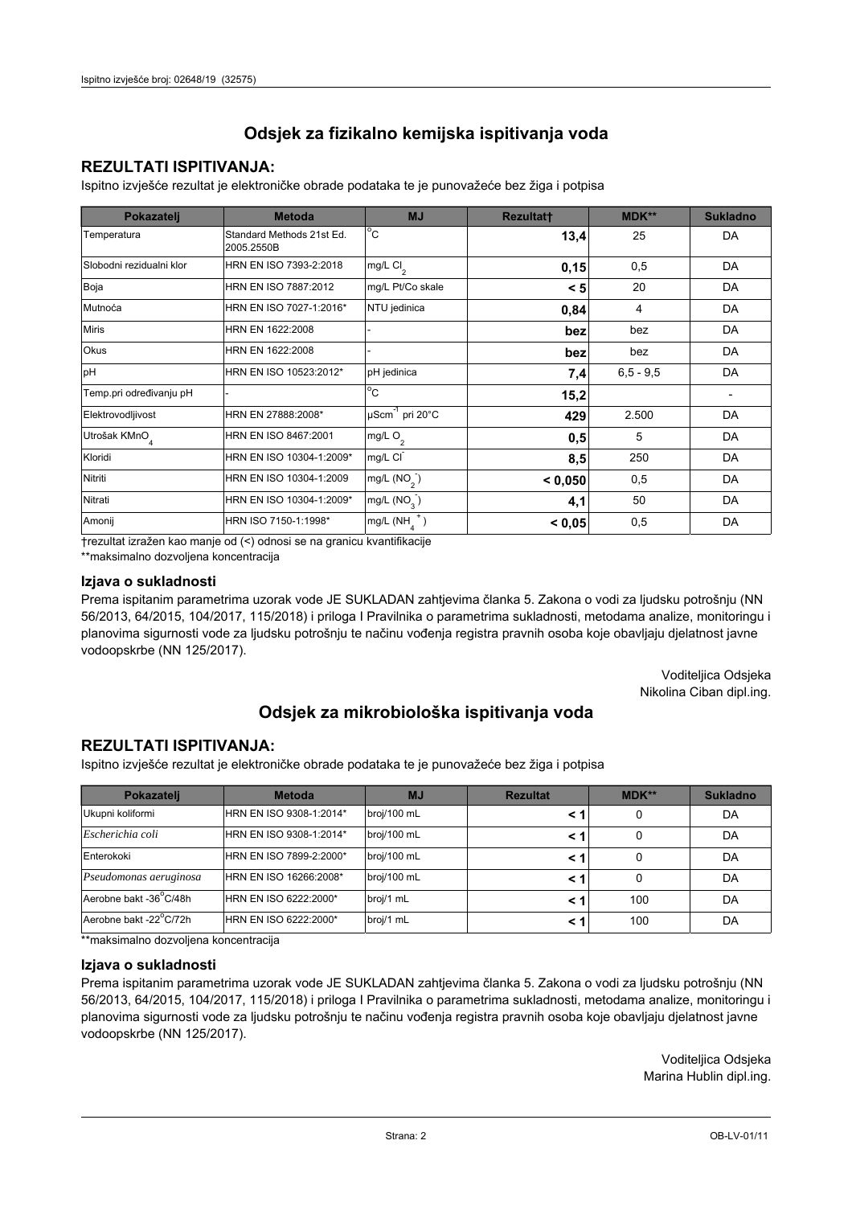## Odsjek za fizikalno kemijska ispitivanja voda

### REZULTATI ISPITIVANJA:

Ispitno izvješće rezultat je elektroničke obrade podataka te je punovažeće bez žiga i potpisa

| Pokazatelj | Metoda | MJ | Rezultat† | MDK** | Sukladno |
|---|---|---|---|---|---|
| Temperatura | Standard Methods 21st Ed. 2005.2550B | °C | **13,4** | 25 | DA |
| Slobodni rezidualni klor | HRN EN ISO 7393-2:2018 | mg/L $Cl_2$ | **0,15** | 0,5 | DA |
| Boja | HRN EN ISO 7887:2012 | mg/L Pt/Co skale | **< 5** | 20 | DA |
| Mutnoća | HRN EN ISO 7027-1:2016* | NTU jedinica | **0,84** | 4 | DA |
| Miris | HRN EN 1622:2008 | - | **bez** | bez | DA |
| Okus | HRN EN 1622:2008 | - | **bez** | bez | DA |
| pH | HRN EN ISO 10523:2012* | pH jedinica | **7,4** | 6,5 - 9,5 | DA |
| Temp.pri određivanju pH | - | °C | **15,2** | | - |
| Elektrovodljivost | HRN EN 27888:2008* | $\mu Scm^{-1}$ pri 20°C | **429** | 2.500 | DA |
| Utrošak $KMnO_4$ | HRN EN ISO 8467:2001 | mg/L $O_2$ | **0,5** | 5 | DA |
| Kloridi | HRN EN ISO 10304-1:2009* | mg/L $Cl^-$ | **8,5** | 250 | DA |
| Nitriti | HRN EN ISO 10304-1:2009 | mg/L ($NO_2^-$) | **< 0,050** | 0,5 | DA |
| Nitrati | HRN EN ISO 10304-1:2009* | mg/L ($NO_3^-$) | **4,1** | 50 | DA |
| Amonij | HRN ISO 7150-1:1998* | mg/L ($NH_4^+$) | **< 0,05** | 0,5 | DA |

†rezultat izražen kao manje od (<) odnosi se na granicu kvantifikacije

**maksimalno dozvoljena koncentracija

### Izjava o sukladnosti

Prema ispitanim parametrima uzorak vode JE SUKLADAN zahtjevima članka 5. Zakona o vodi za ljudsku potrošnju (NN 56/2013, 64/2015, 104/2017, 115/2018) i priloga I Pravilnika o parametrima sukladnosti, metodama analize, monitoringu i planovima sigurnosti vode za ljudsku potrošnju te načinu vođenja registra pravnih osoba koje obavljaju djelatnost javne vodoopskrbe (NN 125/2017).

Voditeljica Odsjeka
Nikolina Ciban dipl.ing.

## Odsjek za mikrobiološka ispitivanja voda

### REZULTATI ISPITIVANJA:

Ispitno izvješće rezultat je elektroničke obrade podataka te je punovažeće bez žiga i potpisa

| Pokazatelj | Metoda | MJ | Rezultat | MDK** | Sukladno |
|---|---|---|---|---|---|
| Ukupni koliformi | HRN EN ISO 9308-1:2014* | broj/100 mL | **< 1** | 0 | DA |
| *Escherichia coli* | HRN EN ISO 9308-1:2014* | broj/100 mL | **< 1** | 0 | DA |
| Enterokoki | HRN EN ISO 7899-2:2000* | broj/100 mL | **< 1** | 0 | DA |
| *Pseudomonas aeruginosa* | HRN EN ISO 16266:2008* | broj/100 mL | **< 1** | 0 | DA |
| Aerobne bakt -36°C/48h | HRN EN ISO 6222:2000* | broj/1 mL | **< 1** | 100 | DA |
| Aerobne bakt -22°C/72h | HRN EN ISO 6222:2000* | broj/1 mL | **< 1** | 100 | DA |

**maksimalno dozvoljena koncentracija

### Izjava o sukladnosti

Prema ispitanim parametrima uzorak vode JE SUKLADAN zahtjevima članka 5. Zakona o vodi za ljudsku potrošnju (NN 56/2013, 64/2015, 104/2017, 115/2018) i priloga I Pravilnika o parametrima sukladnosti, metodama analize, monitoringu i planovima sigurnosti vode za ljudsku potrošnju te načinu vođenja registra pravnih osoba koje obavljaju djelatnost javne vodoopskrbe (NN 125/2017).

Voditeljica Odsjeka
Marina Hublin dipl.ing.